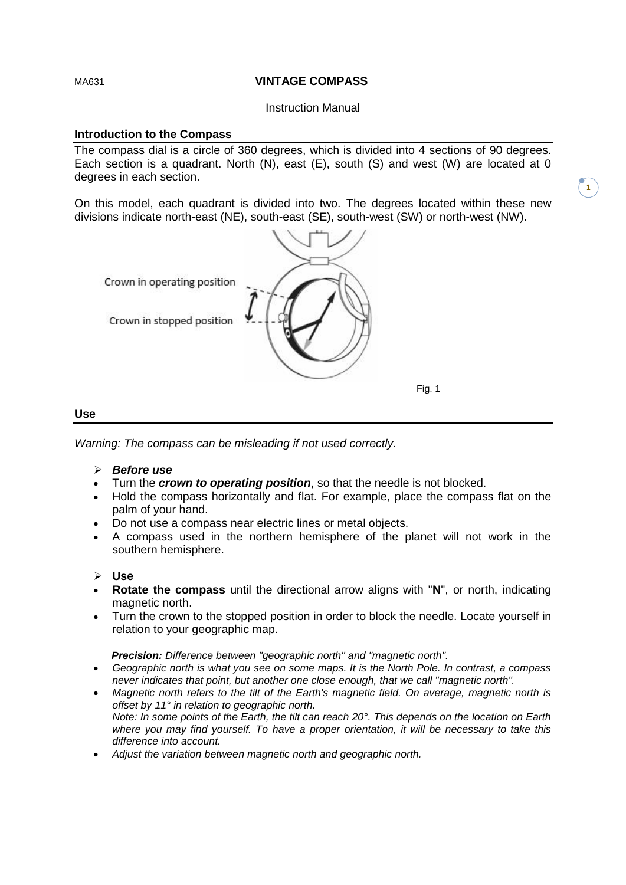MA631 **VINTAGE COMPASS**

Instruction Manual

## Introduction to the Compass

The compass dial is a circle of 360 degrees, which is divided into 4 sections of 90 degrees. Each section is a quadrant. North (N), east (E), south (S) and west (W) are located at 0 degrees in each section.

On this model, each quadrant is divided into two. The degrees located within these new divisions indicate north-east (NE), south-east (SE), south-west (SW) or north-west (NW).

Crown in operating position

Crown in stopped position

Fig. 1

## Use

*Warning: The compass can be misleading if not used correctly.*

- ***Before use***
  - Turn the ***crown to operating position***, so that the needle is not blocked.
  - Hold the compass horizontally and flat. For example, place the compass flat on the palm of your hand.
  - Do not use a compass near electric lines or metal objects.
  - A compass used in the northern hemisphere of the planet will not work in the southern hemisphere.

- **Use**
  - **Rotate the compass** until the directional arrow aligns with "**N**", or north, indicating magnetic north.
  - Turn the crown to the stopped position in order to block the needle. Locate yourself in relation to your geographic map.

***Precision:*** *Difference between "geographic north" and "magnetic north".*

- *Geographic north is what you see on some maps. It is the North Pole. In contrast, a compass never indicates that point, but another one close enough, that we call "magnetic north".*
- *Magnetic north refers to the tilt of the Earth's magnetic field. On average, magnetic north is offset by 11° in relation to geographic north.*
  *Note: In some points of the Earth, the tilt can reach 20°. This depends on the location on Earth where you may find yourself. To have a proper orientation, it will be necessary to take this difference into account.*
- *Adjust the variation between magnetic north and geographic north.*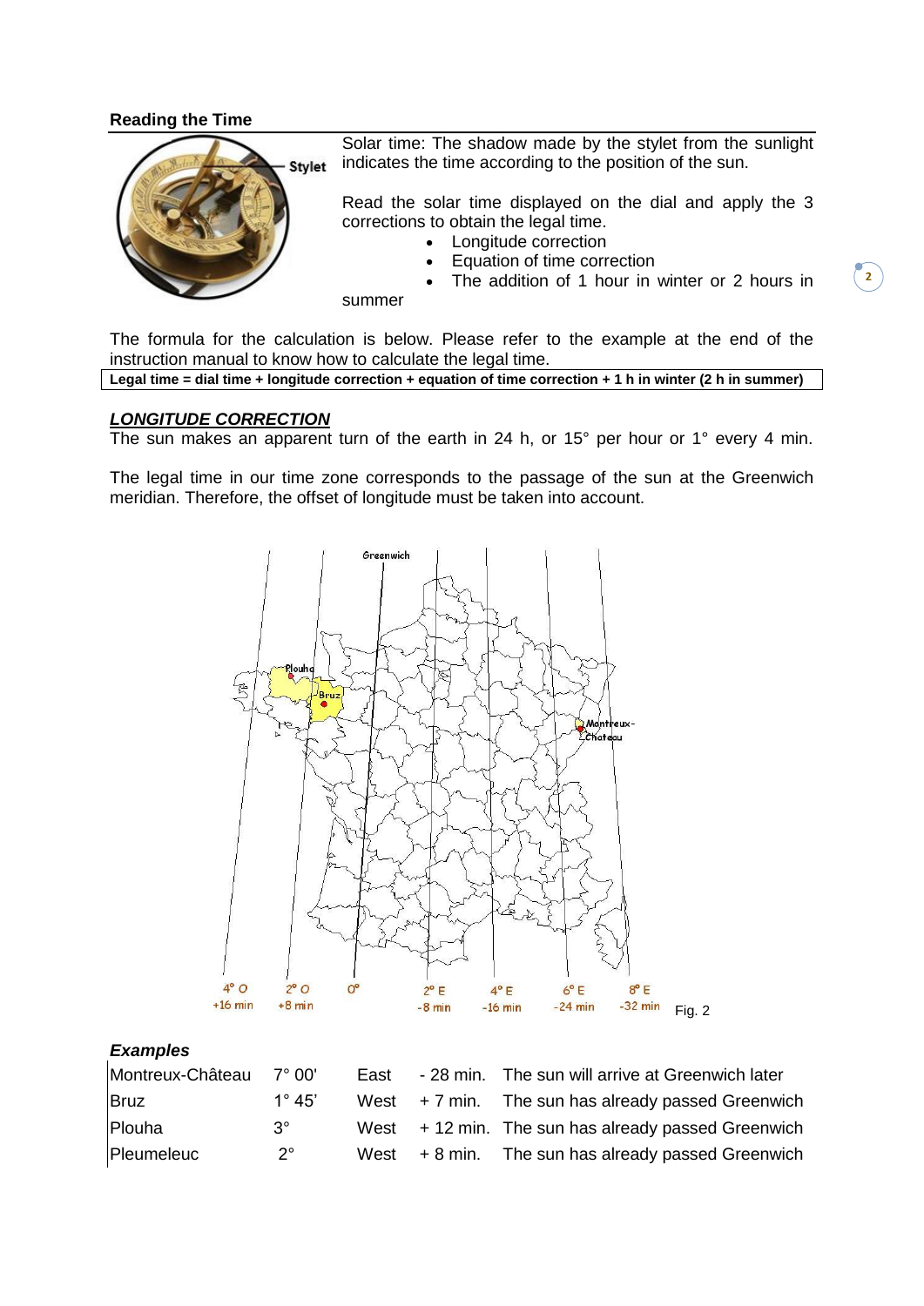## Reading the Time

Solar time: The shadow made by the stylet from the sunlight indicates the time according to the position of the sun.

Read the solar time displayed on the dial and apply the 3 corrections to obtain the legal time.

- Longitude correction
- Equation of time correction
- The addition of 1 hour in winter or 2 hours in summer

The formula for the calculation is below. Please refer to the example at the end of the instruction manual to know how to calculate the legal time.

**Legal time = dial time + longitude correction + equation of time correction + 1 h in winter (2 h in summer)**

### ***LONGITUDE CORRECTION***

The sun makes an apparent turn of the earth in 24 h, or 15° per hour or 1° every 4 min.

The legal time in our time zone corresponds to the passage of the sun at the Greenwich meridian. Therefore, the offset of longitude must be taken into account.

Fig. 2

### *Examples*

| | | | | |
|---|---|---|---|---|
| Montreux-Château | 7° 00' | East | - 28 min. | The sun will arrive at Greenwich later |
| Bruz | 1° 45' | West | + 7 min. | The sun has already passed Greenwich |
| Plouha | 3° | West | + 12 min. | The sun has already passed Greenwich |
| Pleumeleuc | 2° | West | + 8 min. | The sun has already passed Greenwich |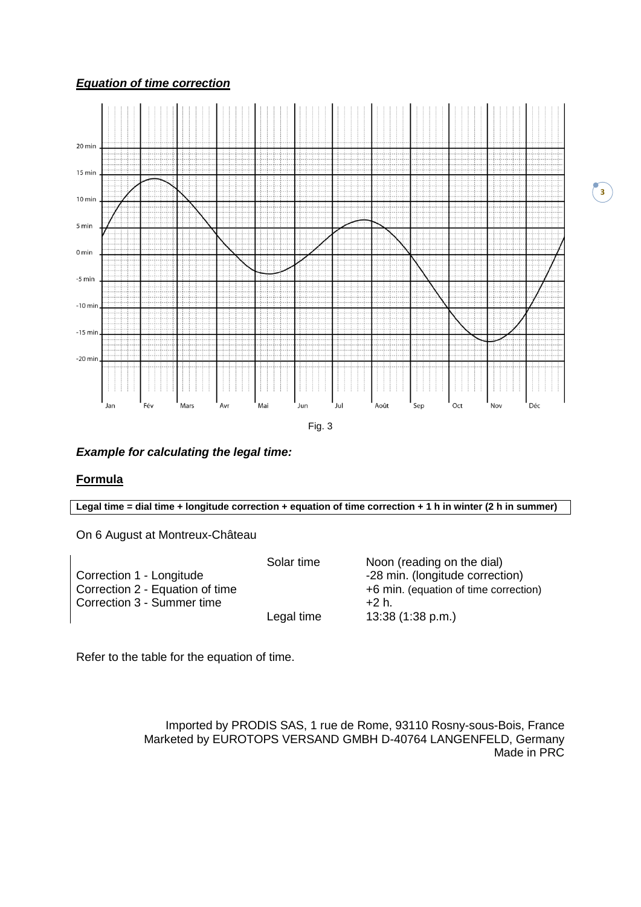***Equation of time correction***

20 min
15 min
10 min
5 min
0 min
-5 min
-10 min
-15 min
-20 min

Jan Fév Mars Avr Mai Jun Jul Août Sep Oct Nov Déc

Fig. 3

***Example for calculating the legal time:***

**Formula**

**Legal time = dial time + longitude correction + equation of time correction + 1 h in winter (2 h in summer)**

On 6 August at Montreux-Château

| | | |
|---|---|---|
| | Solar time | Noon (reading on the dial) |
| Correction 1 - Longitude | | -28 min. (longitude correction) |
| Correction 2 - Equation of time | | +6 min. (equation of time correction) |
| Correction 3 - Summer time | | +2 h. |
| | Legal time | 13:38 (1:38 p.m.) |

Refer to the table for the equation of time.

Imported by PRODIS SAS, 1 rue de Rome, 93110 Rosny-sous-Bois, France
Marketed by EUROTOPS VERSAND GMBH D-40764 LANGENFELD, Germany
Made in PRC